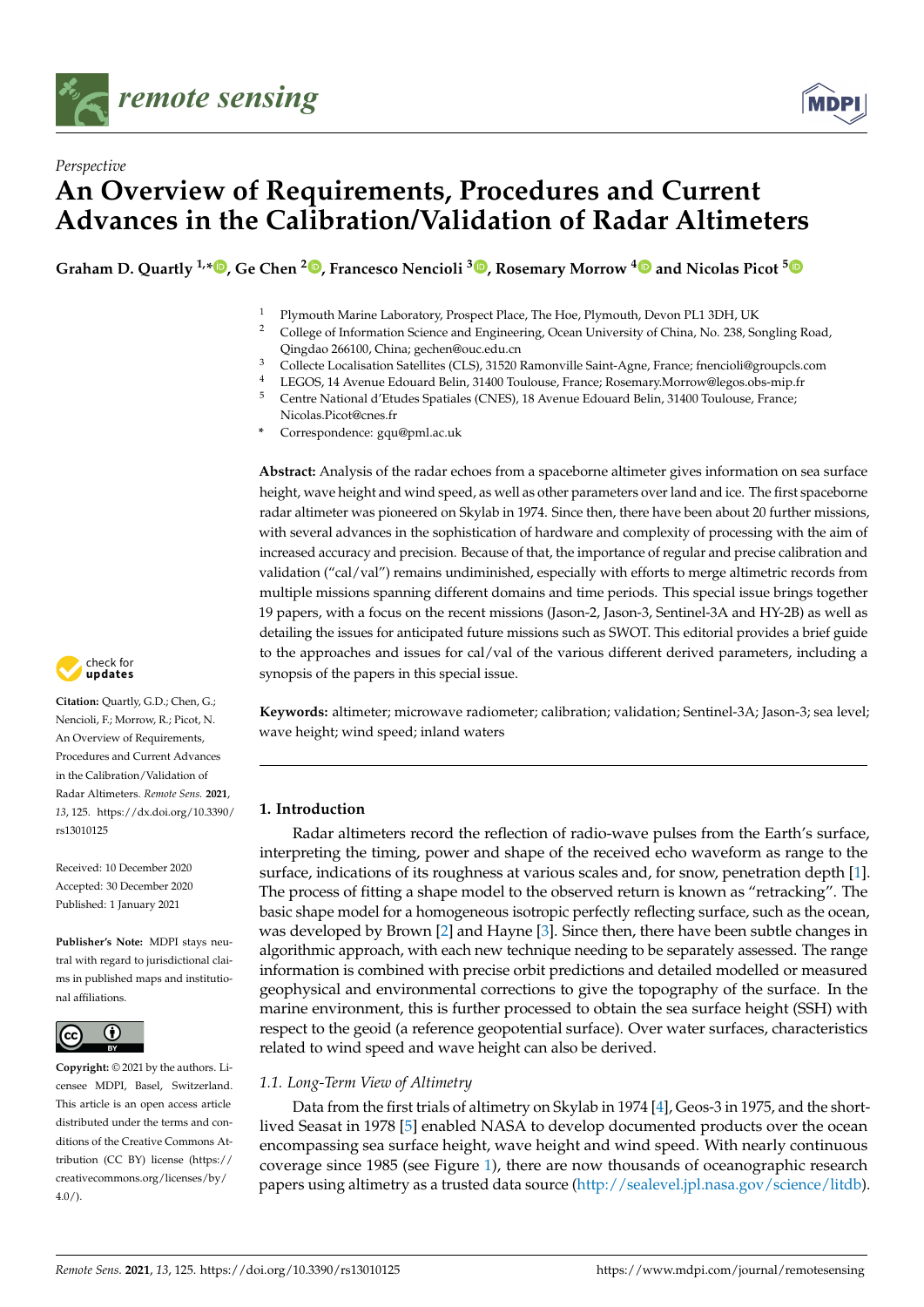*Perspective*

# An Overview of Requirements, Procedures and Current Advances in the Calibration/Validation of Radar Altimeters

**Graham D. Quartly [1,*], Ge Chen [2], Francesco Nencioli [3], Rosemary Morrow [4] and Nicolas Picot [5]**

1. Plymouth Marine Laboratory, Prospect Place, The Hoe, Plymouth, Devon PL1 3DH, UK
2. College of Information Science and Engineering, Ocean University of China, No. 238, Songling Road, Qingdao 266100, China; gechen@ouc.edu.cn
3. Collecte Localisation Satellites (CLS), 31520 Ramonville Saint-Agne, France; fnencioli@groupcls.com
4. LEGOS, 14 Avenue Edouard Belin, 31400 Toulouse, France; Rosemary.Morrow@legos.obs-mip.fr
5. Centre National d'Etudes Spatiales (CNES), 18 Avenue Edouard Belin, 31400 Toulouse, France; Nicolas.Picot@cnes.fr

\* Correspondence: gqu@pml.ac.uk

**Abstract:** Analysis of the radar echoes from a spaceborne altimeter gives information on sea surface height, wave height and wind speed, as well as other parameters over land and ice. The first spaceborne radar altimeter was pioneered on Skylab in 1974. Since then, there have been about 20 further missions, with several advances in the sophistication of hardware and complexity of processing with the aim of increased accuracy and precision. Because of that, the importance of regular and precise calibration and validation ("cal/val") remains undiminished, especially with efforts to merge altimetric records from multiple missions spanning different domains and time periods. This special issue brings together 19 papers, with a focus on the recent missions (Jason-2, Jason-3, Sentinel-3A and HY-2B) as well as detailing the issues for anticipated future missions such as SWOT. This editorial provides a brief guide to the approaches and issues for cal/val of the various different derived parameters, including a synopsis of the papers in this special issue.

**Keywords:** altimeter; microwave radiometer; calibration; validation; Sentinel-3A; Jason-3; sea level; wave height; wind speed; inland waters

**Citation:** Quartly, G.D.; Chen, G.; Nencioli, F.; Morrow, R.; Picot, N. An Overview of Requirements, Procedures and Current Advances in the Calibration/Validation of Radar Altimeters. *Remote Sens.* **2021**, *13*, 125. https://dx.doi.org/10.3390/rs13010125

Received: 10 December 2020
Accepted: 30 December 2020
Published: 1 January 2021

**Publisher's Note:** MDPI stays neutral with regard to jurisdictional claims in published maps and institutional affiliations.

**Copyright:** © 2021 by the authors. Licensee MDPI, Basel, Switzerland. This article is an open access article distributed under the terms and conditions of the Creative Commons Attribution (CC BY) license (https://creativecommons.org/licenses/by/4.0/).

## 1. Introduction

Radar altimeters record the reflection of radio-wave pulses from the Earth's surface, interpreting the timing, power and shape of the received echo waveform as range to the surface, indications of its roughness at various scales and, for snow, penetration depth [1]. The process of fitting a shape model to the observed return is known as "retracking". The basic shape model for a homogeneous isotropic perfectly reflecting surface, such as the ocean, was developed by Brown [2] and Hayne [3]. Since then, there have been subtle changes in algorithmic approach, with each new technique needing to be separately assessed. The range information is combined with precise orbit predictions and detailed modelled or measured geophysical and environmental corrections to give the topography of the surface. In the marine environment, this is further processed to obtain the sea surface height (SSH) with respect to the geoid (a reference geopotential surface). Over water surfaces, characteristics related to wind speed and wave height can also be derived.

### 1.1. Long-Term View of Altimetry

Data from the first trials of altimetry on Skylab in 1974 [4], Geos-3 in 1975, and the short-lived Seasat in 1978 [5] enabled NASA to develop documented products over the ocean encompassing sea surface height, wave height and wind speed. With nearly continuous coverage since 1985 (see Figure 1), there are now thousands of oceanographic research papers using altimetry as a trusted data source (http://sealevel.jpl.nasa.gov/science/litdb).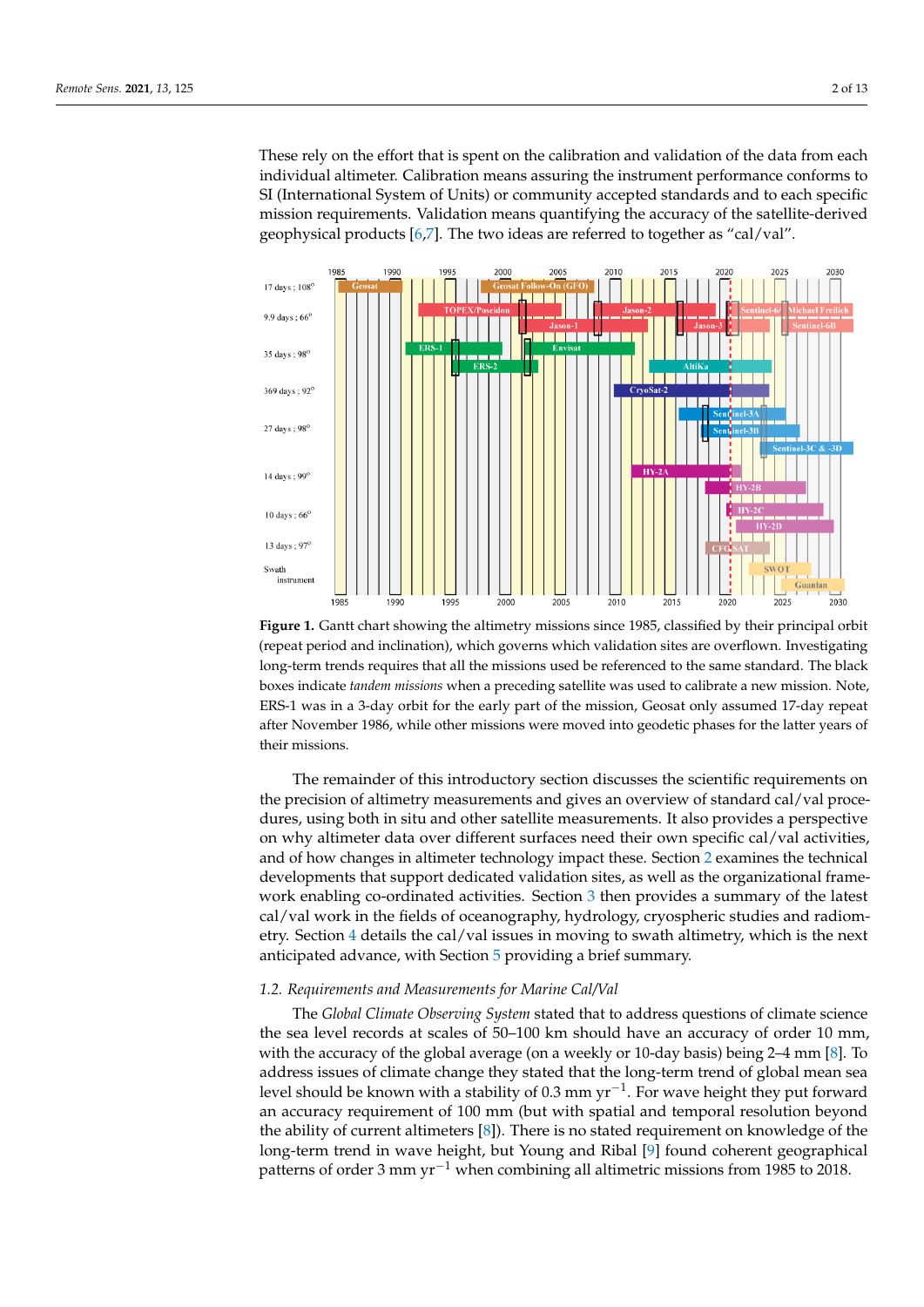These rely on the effort that is spent on the calibration and validation of the data from each individual altimeter. Calibration means assuring the instrument performance conforms to SI (International System of Units) or community accepted standards and to each specific mission requirements. Validation means quantifying the accuracy of the satellite-derived geophysical products [6,7]. The two ideas are referred to together as "cal/val".

**Figure 1.** Gantt chart showing the altimetry missions since 1985, classified by their principal orbit (repeat period and inclination), which governs which validation sites are overflown. Investigating long-term trends requires that all the missions used be referenced to the same standard. The black boxes indicate *tandem missions* when a preceding satellite was used to calibrate a new mission. Note, ERS-1 was in a 3-day orbit for the early part of the mission, Geosat only assumed 17-day repeat after November 1986, while other missions were moved into geodetic phases for the latter years of their missions.

The remainder of this introductory section discusses the scientific requirements on the precision of altimetry measurements and gives an overview of standard cal/val procedures, using both in situ and other satellite measurements. It also provides a perspective on why altimeter data over different surfaces need their own specific cal/val activities, and of how changes in altimeter technology impact these. Section 2 examines the technical developments that support dedicated validation sites, as well as the organizational framework enabling co-ordinated activities. Section 3 then provides a summary of the latest cal/val work in the fields of oceanography, hydrology, cryospheric studies and radiometry. Section 4 details the cal/val issues in moving to swath altimetry, which is the next anticipated advance, with Section 5 providing a brief summary.

### 1.2. Requirements and Measurements for Marine Cal/Val

The *Global Climate Observing System* stated that to address questions of climate science the sea level records at scales of 50–100 km should have an accuracy of order 10 mm, with the accuracy of the global average (on a weekly or 10-day basis) being 2–4 mm [8]. To address issues of climate change they stated that the long-term trend of global mean sea level should be known with a stability of 0.3 mm $yr^{-1}$. For wave height they put forward an accuracy requirement of 100 mm (but with spatial and temporal resolution beyond the ability of current altimeters [8]). There is no stated requirement on knowledge of the long-term trend in wave height, but Young and Ribal [9] found coherent geographical patterns of order 3 mm $yr^{-1}$ when combining all altimetric missions from 1985 to 2018.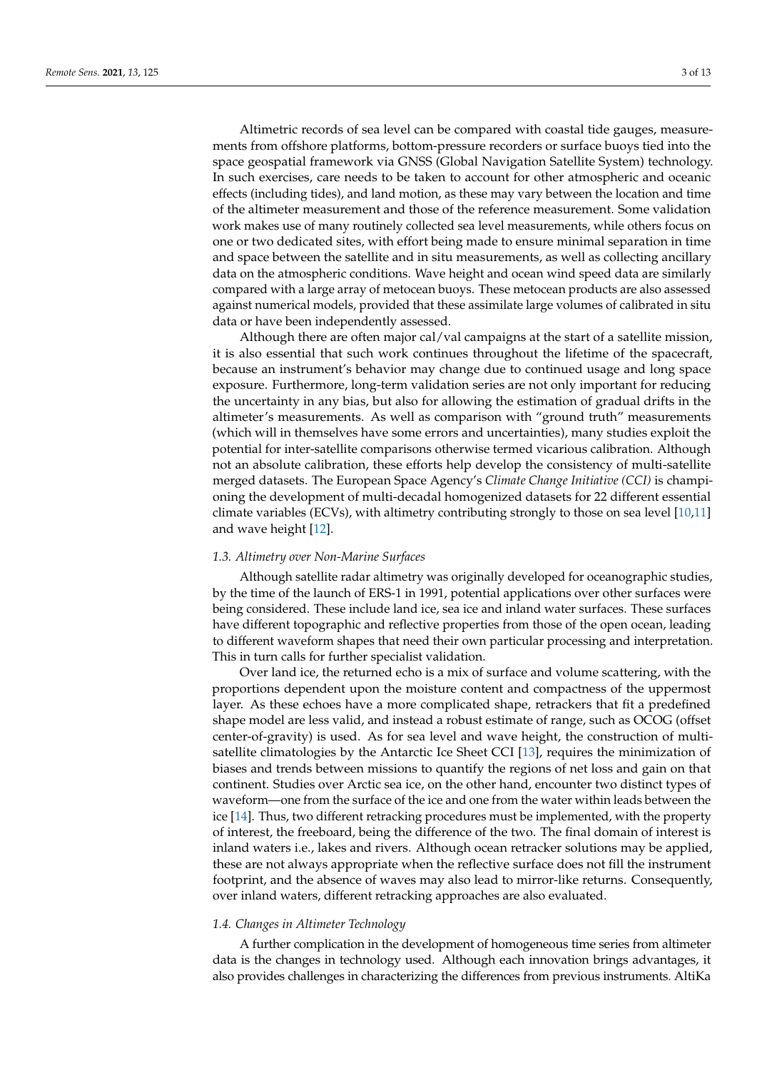Altimetric records of sea level can be compared with coastal tide gauges, measurements from offshore platforms, bottom-pressure recorders or surface buoys tied into the space geospatial framework via GNSS (Global Navigation Satellite System) technology. In such exercises, care needs to be taken to account for other atmospheric and oceanic effects (including tides), and land motion, as these may vary between the location and time of the altimeter measurement and those of the reference measurement. Some validation work makes use of many routinely collected sea level measurements, while others focus on one or two dedicated sites, with effort being made to ensure minimal separation in time and space between the satellite and in situ measurements, as well as collecting ancillary data on the atmospheric conditions. Wave height and ocean wind speed data are similarly compared with a large array of metocean buoys. These metocean products are also assessed against numerical models, provided that these assimilate large volumes of calibrated in situ data or have been independently assessed.

Although there are often major cal/val campaigns at the start of a satellite mission, it is also essential that such work continues throughout the lifetime of the spacecraft, because an instrument's behavior may change due to continued usage and long space exposure. Furthermore, long-term validation series are not only important for reducing the uncertainty in any bias, but also for allowing the estimation of gradual drifts in the altimeter's measurements. As well as comparison with "ground truth" measurements (which will in themselves have some errors and uncertainties), many studies exploit the potential for inter-satellite comparisons otherwise termed vicarious calibration. Although not an absolute calibration, these efforts help develop the consistency of multi-satellite merged datasets. The European Space Agency's *Climate Change Initiative (CCI)* is championing the development of multi-decadal homogenized datasets for 22 different essential climate variables (ECVs), with altimetry contributing strongly to those on sea level [10,11] and wave height [12].

### 1.3. Altimetry over Non-Marine Surfaces

Although satellite radar altimetry was originally developed for oceanographic studies, by the time of the launch of ERS-1 in 1991, potential applications over other surfaces were being considered. These include land ice, sea ice and inland water surfaces. These surfaces have different topographic and reflective properties from those of the open ocean, leading to different waveform shapes that need their own particular processing and interpretation. This in turn calls for further specialist validation.

Over land ice, the returned echo is a mix of surface and volume scattering, with the proportions dependent upon the moisture content and compactness of the uppermost layer. As these echoes have a more complicated shape, retrackers that fit a predefined shape model are less valid, and instead a robust estimate of range, such as OCOG (offset center-of-gravity) is used. As for sea level and wave height, the construction of multi-satellite climatologies by the Antarctic Ice Sheet CCI [13], requires the minimization of biases and trends between missions to quantify the regions of net loss and gain on that continent. Studies over Arctic sea ice, on the other hand, encounter two distinct types of waveform—one from the surface of the ice and one from the water within leads between the ice [14]. Thus, two different retracking procedures must be implemented, with the property of interest, the freeboard, being the difference of the two. The final domain of interest is inland waters i.e., lakes and rivers. Although ocean retracker solutions may be applied, these are not always appropriate when the reflective surface does not fill the instrument footprint, and the absence of waves may also lead to mirror-like returns. Consequently, over inland waters, different retracking approaches are also evaluated.

### 1.4. Changes in Altimeter Technology

A further complication in the development of homogeneous time series from altimeter data is the changes in technology used. Although each innovation brings advantages, it also provides challenges in characterizing the differences from previous instruments. AltiKa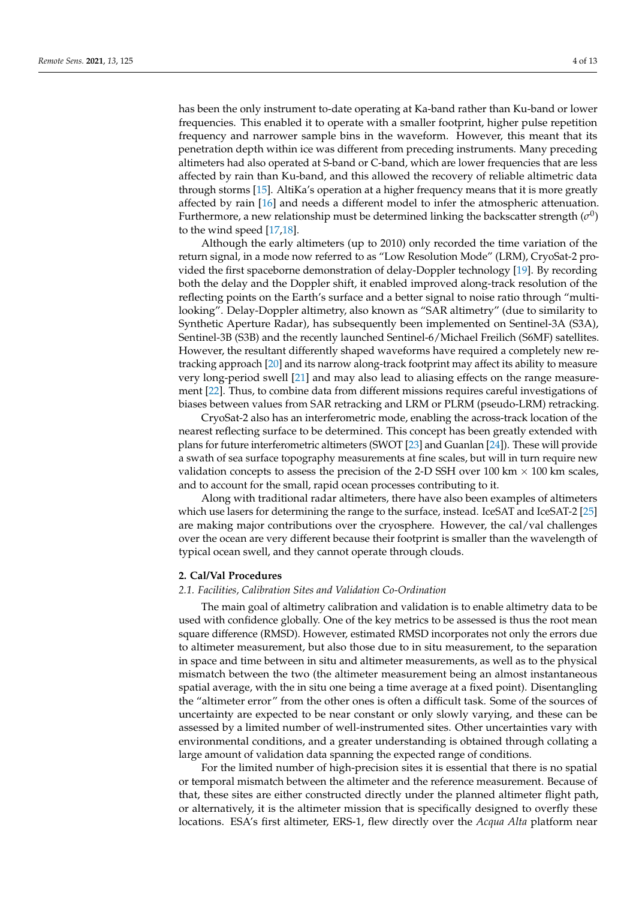has been the only instrument to-date operating at Ka-band rather than Ku-band or lower frequencies. This enabled it to operate with a smaller footprint, higher pulse repetition frequency and narrower sample bins in the waveform. However, this meant that its penetration depth within ice was different from preceding instruments. Many preceding altimeters had also operated at S-band or C-band, which are lower frequencies that are less affected by rain than Ku-band, and this allowed the recovery of reliable altimetric data through storms [15]. AltiKa's operation at a higher frequency means that it is more greatly affected by rain [16] and needs a different model to infer the atmospheric attenuation. Furthermore, a new relationship must be determined linking the backscatter strength ($\sigma^0$) to the wind speed [17,18].

Although the early altimeters (up to 2010) only recorded the time variation of the return signal, in a mode now referred to as "Low Resolution Mode" (LRM), CryoSat-2 provided the first spaceborne demonstration of delay-Doppler technology [19]. By recording both the delay and the Doppler shift, it enabled improved along-track resolution of the reflecting points on the Earth's surface and a better signal to noise ratio through "multi-looking". Delay-Doppler altimetry, also known as "SAR altimetry" (due to similarity to Synthetic Aperture Radar), has subsequently been implemented on Sentinel-3A (S3A), Sentinel-3B (S3B) and the recently launched Sentinel-6/Michael Freilich (S6MF) satellites. However, the resultant differently shaped waveforms have required a completely new retracking approach [20] and its narrow along-track footprint may affect its ability to measure very long-period swell [21] and may also lead to aliasing effects on the range measurement [22]. Thus, to combine data from different missions requires careful investigations of biases between values from SAR retracking and LRM or PLRM (pseudo-LRM) retracking.

CryoSat-2 also has an interferometric mode, enabling the across-track location of the nearest reflecting surface to be determined. This concept has been greatly extended with plans for future interferometric altimeters (SWOT [23] and Guanlan [24]). These will provide a swath of sea surface topography measurements at fine scales, but will in turn require new validation concepts to assess the precision of the 2-D SSH over 100 km $\times$ 100 km scales, and to account for the small, rapid ocean processes contributing to it.

Along with traditional radar altimeters, there have also been examples of altimeters which use lasers for determining the range to the surface, instead. IceSAT and IceSAT-2 [25] are making major contributions over the cryosphere. However, the cal/val challenges over the ocean are very different because their footprint is smaller than the wavelength of typical ocean swell, and they cannot operate through clouds.

## 2. Cal/Val Procedures

### 2.1. Facilities, Calibration Sites and Validation Co-Ordination

The main goal of altimetry calibration and validation is to enable altimetry data to be used with confidence globally. One of the key metrics to be assessed is thus the root mean square difference (RMSD). However, estimated RMSD incorporates not only the errors due to altimeter measurement, but also those due to in situ measurement, to the separation in space and time between in situ and altimeter measurements, as well as to the physical mismatch between the two (the altimeter measurement being an almost instantaneous spatial average, with the in situ one being a time average at a fixed point). Disentangling the "altimeter error" from the other ones is often a difficult task. Some of the sources of uncertainty are expected to be near constant or only slowly varying, and these can be assessed by a limited number of well-instrumented sites. Other uncertainties vary with environmental conditions, and a greater understanding is obtained through collating a large amount of validation data spanning the expected range of conditions.

For the limited number of high-precision sites it is essential that there is no spatial or temporal mismatch between the altimeter and the reference measurement. Because of that, these sites are either constructed directly under the planned altimeter flight path, or alternatively, it is the altimeter mission that is specifically designed to overfly these locations. ESA's first altimeter, ERS-1, flew directly over the *Acqua Alta* platform near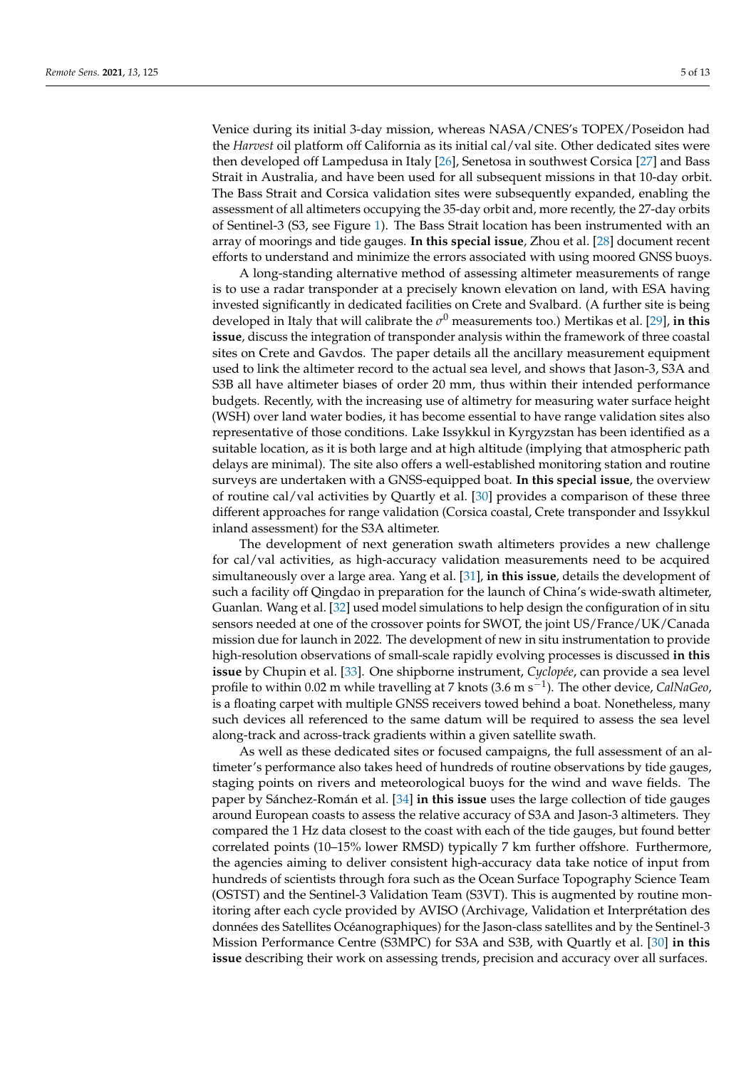Venice during its initial 3-day mission, whereas NASA/CNES's TOPEX/Poseidon had the *Harvest* oil platform off California as its initial cal/val site. Other dedicated sites were then developed off Lampedusa in Italy [26], Senetosa in southwest Corsica [27] and Bass Strait in Australia, and have been used for all subsequent missions in that 10-day orbit. The Bass Strait and Corsica validation sites were subsequently expanded, enabling the assessment of all altimeters occupying the 35-day orbit and, more recently, the 27-day orbits of Sentinel-3 (S3, see Figure 1). The Bass Strait location has been instrumented with an array of moorings and tide gauges. **In this special issue**, Zhou et al. [28] document recent efforts to understand and minimize the errors associated with using moored GNSS buoys.

A long-standing alternative method of assessing altimeter measurements of range is to use a radar transponder at a precisely known elevation on land, with ESA having invested significantly in dedicated facilities on Crete and Svalbard. (A further site is being developed in Italy that will calibrate the $\sigma^0$ measurements too.) Mertikas et al. [29], **in this issue**, discuss the integration of transponder analysis within the framework of three coastal sites on Crete and Gavdos. The paper details all the ancillary measurement equipment used to link the altimeter record to the actual sea level, and shows that Jason-3, S3A and S3B all have altimeter biases of order 20 mm, thus within their intended performance budgets. Recently, with the increasing use of altimetry for measuring water surface height (WSH) over land water bodies, it has become essential to have range validation sites also representative of those conditions. Lake Issykkul in Kyrgyzstan has been identified as a suitable location, as it is both large and at high altitude (implying that atmospheric path delays are minimal). The site also offers a well-established monitoring station and routine surveys are undertaken with a GNSS-equipped boat. **In this special issue**, the overview of routine cal/val activities by Quartly et al. [30] provides a comparison of these three different approaches for range validation (Corsica coastal, Crete transponder and Issykkul inland assessment) for the S3A altimeter.

The development of next generation swath altimeters provides a new challenge for cal/val activities, as high-accuracy validation measurements need to be acquired simultaneously over a large area. Yang et al. [31], **in this issue**, details the development of such a facility off Qingdao in preparation for the launch of China's wide-swath altimeter, Guanlan. Wang et al. [32] used model simulations to help design the configuration of in situ sensors needed at one of the crossover points for SWOT, the joint US/France/UK/Canada mission due for launch in 2022. The development of new in situ instrumentation to provide high-resolution observations of small-scale rapidly evolving processes is discussed **in this issue** by Chupin et al. [33]. One shipborne instrument, *Cyclopée*, can provide a sea level profile to within 0.02 m while travelling at 7 knots (3.6 m $s^{-1}$). The other device, *CalNaGeo*, is a floating carpet with multiple GNSS receivers towed behind a boat. Nonetheless, many such devices all referenced to the same datum will be required to assess the sea level along-track and across-track gradients within a given satellite swath.

As well as these dedicated sites or focused campaigns, the full assessment of an altimeter's performance also takes heed of hundreds of routine observations by tide gauges, staging points on rivers and meteorological buoys for the wind and wave fields. The paper by Sánchez-Román et al. [34] **in this issue** uses the large collection of tide gauges around European coasts to assess the relative accuracy of S3A and Jason-3 altimeters. They compared the 1 Hz data closest to the coast with each of the tide gauges, but found better correlated points (10–15% lower RMSD) typically 7 km further offshore. Furthermore, the agencies aiming to deliver consistent high-accuracy data take notice of input from hundreds of scientists through fora such as the Ocean Surface Topography Science Team (OSTST) and the Sentinel-3 Validation Team (S3VT). This is augmented by routine monitoring after each cycle provided by AVISO (Archivage, Validation et Interprétation des données des Satellites Océanographiques) for the Jason-class satellites and by the Sentinel-3 Mission Performance Centre (S3MPC) for S3A and S3B, with Quartly et al. [30] **in this issue** describing their work on assessing trends, precision and accuracy over all surfaces.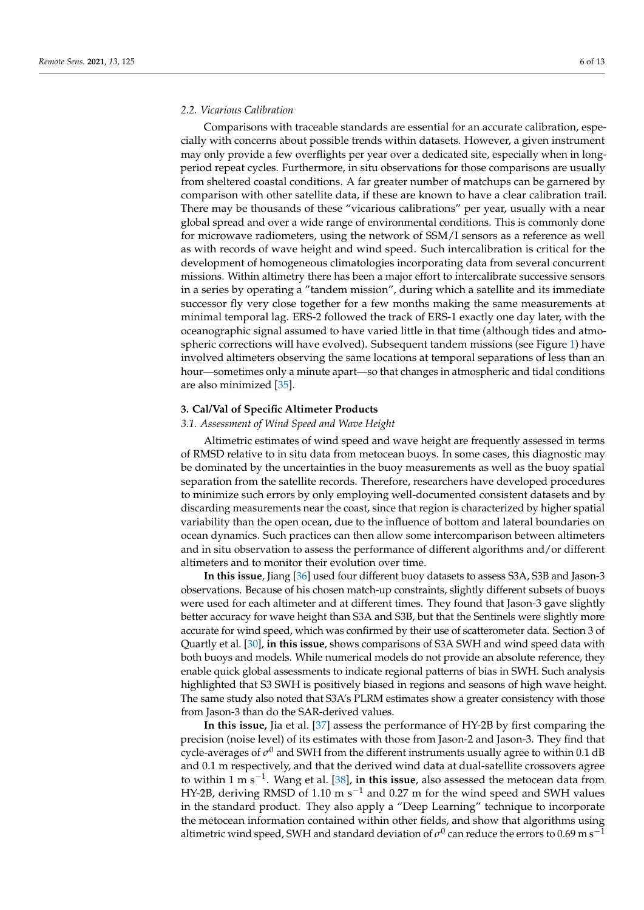### *2.2. Vicarious Calibration*

Comparisons with traceable standards are essential for an accurate calibration, especially with concerns about possible trends within datasets. However, a given instrument may only provide a few overflights per year over a dedicated site, especially when in long-period repeat cycles. Furthermore, in situ observations for those comparisons are usually from sheltered coastal conditions. A far greater number of matchups can be garnered by comparison with other satellite data, if these are known to have a clear calibration trail. There may be thousands of these "vicarious calibrations" per year, usually with a near global spread and over a wide range of environmental conditions. This is commonly done for microwave radiometers, using the network of SSM/I sensors as a reference as well as with records of wave height and wind speed. Such intercalibration is critical for the development of homogeneous climatologies incorporating data from several concurrent missions. Within altimetry there has been a major effort to intercalibrate successive sensors in a series by operating a "tandem mission", during which a satellite and its immediate successor fly very close together for a few months making the same measurements at minimal temporal lag. ERS-2 followed the track of ERS-1 exactly one day later, with the oceanographic signal assumed to have varied little in that time (although tides and atmospheric corrections will have evolved). Subsequent tandem missions (see Figure 1) have involved altimeters observing the same locations at temporal separations of less than an hour—sometimes only a minute apart—so that changes in atmospheric and tidal conditions are also minimized [35].

## 3. Cal/Val of Specific Altimeter Products

### *3.1. Assessment of Wind Speed and Wave Height*

Altimetric estimates of wind speed and wave height are frequently assessed in terms of RMSD relative to in situ data from metocean buoys. In some cases, this diagnostic may be dominated by the uncertainties in the buoy measurements as well as the buoy spatial separation from the satellite records. Therefore, researchers have developed procedures to minimize such errors by only employing well-documented consistent datasets and by discarding measurements near the coast, since that region is characterized by higher spatial variability than the open ocean, due to the influence of bottom and lateral boundaries on ocean dynamics. Such practices can then allow some intercomparison between altimeters and in situ observation to assess the performance of different algorithms and/or different altimeters and to monitor their evolution over time.

**In this issue**, Jiang [36] used four different buoy datasets to assess S3A, S3B and Jason-3 observations. Because of his chosen match-up constraints, slightly different subsets of buoys were used for each altimeter and at different times. They found that Jason-3 gave slightly better accuracy for wave height than S3A and S3B, but that the Sentinels were slightly more accurate for wind speed, which was confirmed by their use of scatterometer data. Section 3 of Quartly et al. [30], **in this issue**, shows comparisons of S3A SWH and wind speed data with both buoys and models. While numerical models do not provide an absolute reference, they enable quick global assessments to indicate regional patterns of bias in SWH. Such analysis highlighted that S3 SWH is positively biased in regions and seasons of high wave height. The same study also noted that S3A's PLRM estimates show a greater consistency with those from Jason-3 than do the SAR-derived values.

**In this issue,** Jia et al. [37] assess the performance of HY-2B by first comparing the precision (noise level) of its estimates with those from Jason-2 and Jason-3. They find that cycle-averages of $\sigma^0$ and SWH from the different instruments usually agree to within 0.1 dB and 0.1 m respectively, and that the derived wind data at dual-satellite crossovers agree to within 1 m s$^{-1}$. Wang et al. [38], **in this issue**, also assessed the metocean data from HY-2B, deriving RMSD of 1.10 m s$^{-1}$ and 0.27 m for the wind speed and SWH values in the standard product. They also apply a "Deep Learning" technique to incorporate the metocean information contained within other fields, and show that algorithms using altimetric wind speed, SWH and standard deviation of $\sigma^0$ can reduce the errors to 0.69 m s$^{-1}$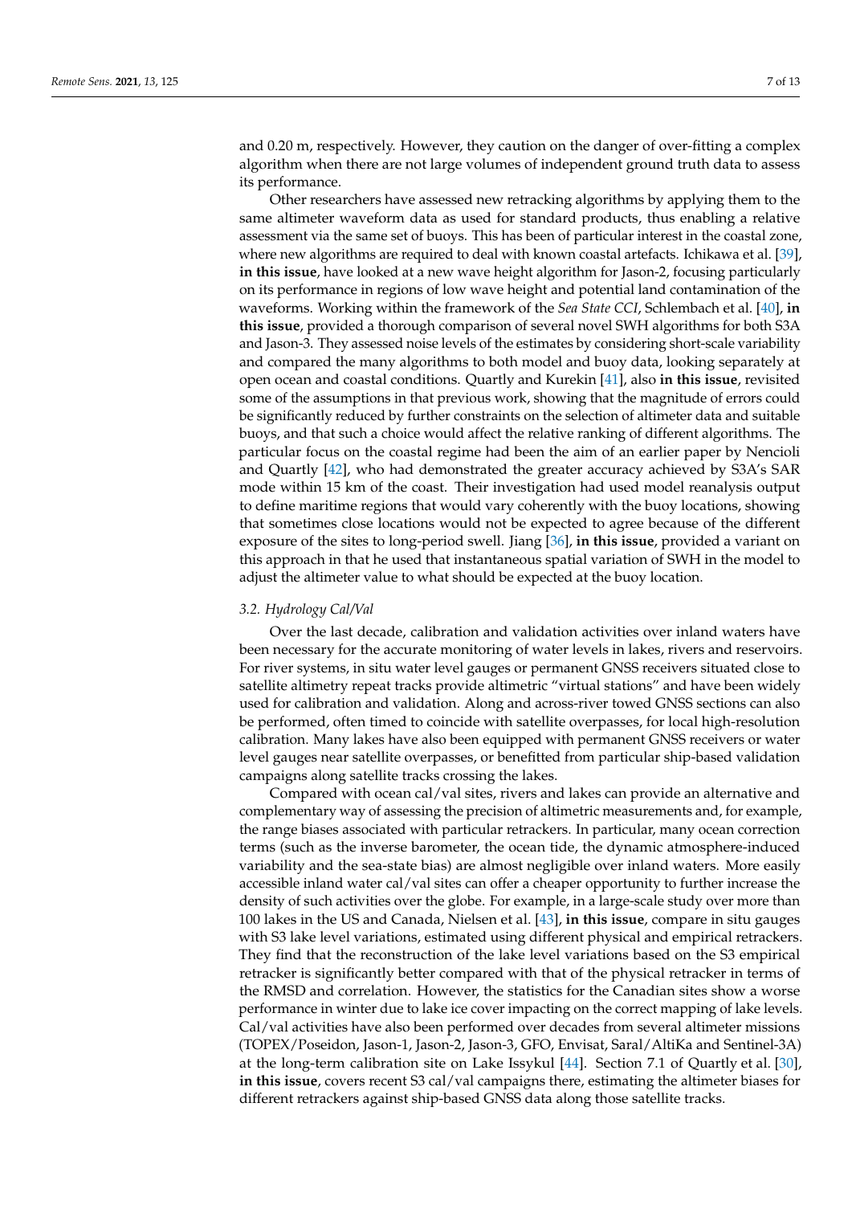and 0.20 m, respectively. However, they caution on the danger of over-fitting a complex algorithm when there are not large volumes of independent ground truth data to assess its performance.

Other researchers have assessed new retracking algorithms by applying them to the same altimeter waveform data as used for standard products, thus enabling a relative assessment via the same set of buoys. This has been of particular interest in the coastal zone, where new algorithms are required to deal with known coastal artefacts. Ichikawa et al. [39], **in this issue**, have looked at a new wave height algorithm for Jason-2, focusing particularly on its performance in regions of low wave height and potential land contamination of the waveforms. Working within the framework of the *Sea State CCI*, Schlembach et al. [40], **in this issue**, provided a thorough comparison of several novel SWH algorithms for both S3A and Jason-3. They assessed noise levels of the estimates by considering short-scale variability and compared the many algorithms to both model and buoy data, looking separately at open ocean and coastal conditions. Quartly and Kurekin [41], also **in this issue**, revisited some of the assumptions in that previous work, showing that the magnitude of errors could be significantly reduced by further constraints on the selection of altimeter data and suitable buoys, and that such a choice would affect the relative ranking of different algorithms. The particular focus on the coastal regime had been the aim of an earlier paper by Nencioli and Quartly [42], who had demonstrated the greater accuracy achieved by S3A's SAR mode within 15 km of the coast. Their investigation had used model reanalysis output to define maritime regions that would vary coherently with the buoy locations, showing that sometimes close locations would not be expected to agree because of the different exposure of the sites to long-period swell. Jiang [36], **in this issue**, provided a variant on this approach in that he used that instantaneous spatial variation of SWH in the model to adjust the altimeter value to what should be expected at the buoy location.

### 3.2. Hydrology Cal/Val

Over the last decade, calibration and validation activities over inland waters have been necessary for the accurate monitoring of water levels in lakes, rivers and reservoirs. For river systems, in situ water level gauges or permanent GNSS receivers situated close to satellite altimetry repeat tracks provide altimetric "virtual stations" and have been widely used for calibration and validation. Along and across-river towed GNSS sections can also be performed, often timed to coincide with satellite overpasses, for local high-resolution calibration. Many lakes have also been equipped with permanent GNSS receivers or water level gauges near satellite overpasses, or benefitted from particular ship-based validation campaigns along satellite tracks crossing the lakes.

Compared with ocean cal/val sites, rivers and lakes can provide an alternative and complementary way of assessing the precision of altimetric measurements and, for example, the range biases associated with particular retrackers. In particular, many ocean correction terms (such as the inverse barometer, the ocean tide, the dynamic atmosphere-induced variability and the sea-state bias) are almost negligible over inland waters. More easily accessible inland water cal/val sites can offer a cheaper opportunity to further increase the density of such activities over the globe. For example, in a large-scale study over more than 100 lakes in the US and Canada, Nielsen et al. [43], **in this issue**, compare in situ gauges with S3 lake level variations, estimated using different physical and empirical retrackers. They find that the reconstruction of the lake level variations based on the S3 empirical retracker is significantly better compared with that of the physical retracker in terms of the RMSD and correlation. However, the statistics for the Canadian sites show a worse performance in winter due to lake ice cover impacting on the correct mapping of lake levels. Cal/val activities have also been performed over decades from several altimeter missions (TOPEX/Poseidon, Jason-1, Jason-2, Jason-3, GFO, Envisat, Saral/AltiKa and Sentinel-3A) at the long-term calibration site on Lake Issykul [44]. Section 7.1 of Quartly et al. [30], **in this issue**, covers recent S3 cal/val campaigns there, estimating the altimeter biases for different retrackers against ship-based GNSS data along those satellite tracks.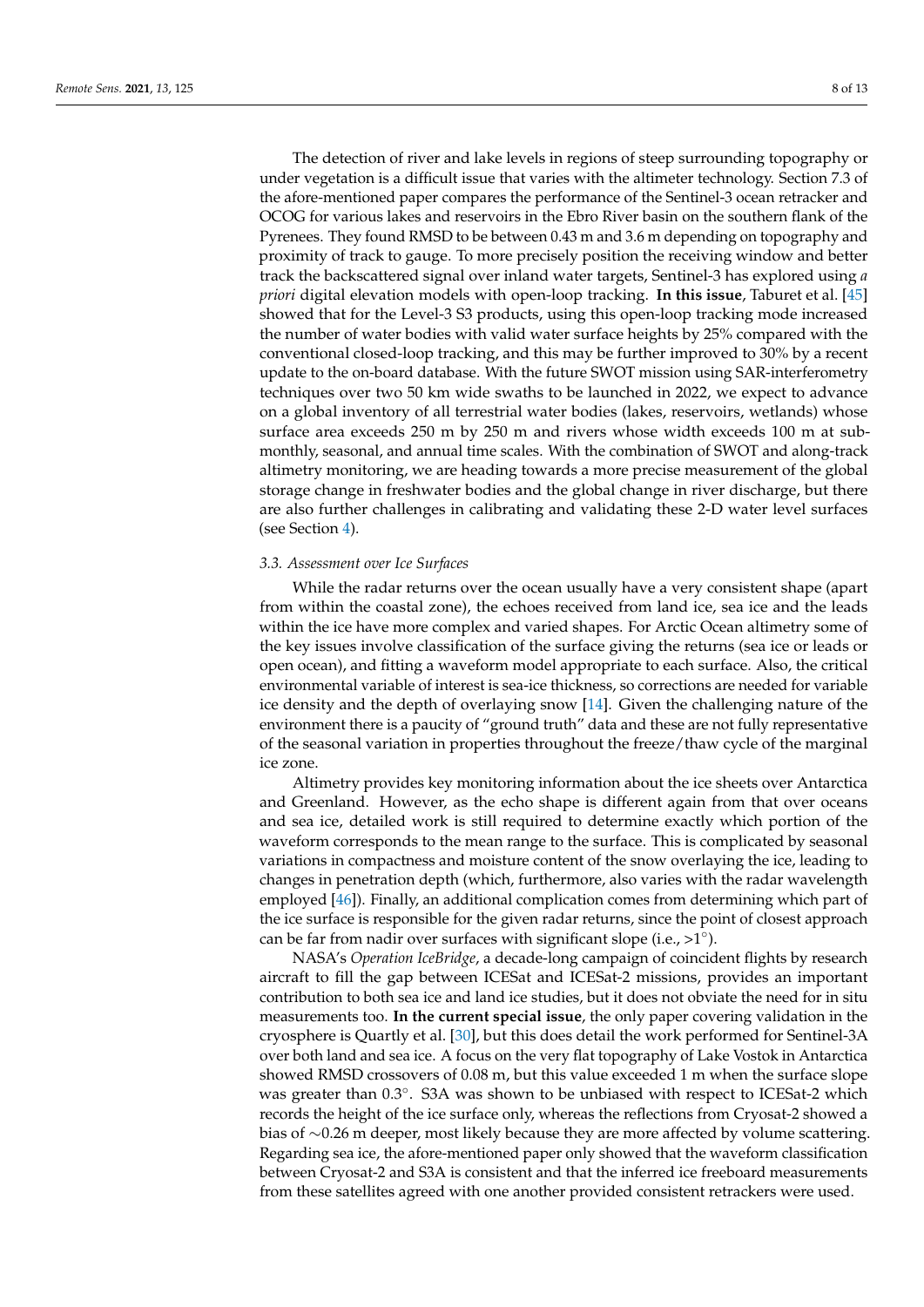The detection of river and lake levels in regions of steep surrounding topography or under vegetation is a difficult issue that varies with the altimeter technology. Section 7.3 of the afore-mentioned paper compares the performance of the Sentinel-3 ocean retracker and OCOG for various lakes and reservoirs in the Ebro River basin on the southern flank of the Pyrenees. They found RMSD to be between 0.43 m and 3.6 m depending on topography and proximity of track to gauge. To more precisely position the receiving window and better track the backscattered signal over inland water targets, Sentinel-3 has explored using *a priori* digital elevation models with open-loop tracking. **In this issue**, Taburet et al. [45] showed that for the Level-3 S3 products, using this open-loop tracking mode increased the number of water bodies with valid water surface heights by 25% compared with the conventional closed-loop tracking, and this may be further improved to 30% by a recent update to the on-board database. With the future SWOT mission using SAR-interferometry techniques over two 50 km wide swaths to be launched in 2022, we expect to advance on a global inventory of all terrestrial water bodies (lakes, reservoirs, wetlands) whose surface area exceeds 250 m by 250 m and rivers whose width exceeds 100 m at sub-monthly, seasonal, and annual time scales. With the combination of SWOT and along-track altimetry monitoring, we are heading towards a more precise measurement of the global storage change in freshwater bodies and the global change in river discharge, but there are also further challenges in calibrating and validating these 2-D water level surfaces (see Section 4).

### *3.3. Assessment over Ice Surfaces*

While the radar returns over the ocean usually have a very consistent shape (apart from within the coastal zone), the echoes received from land ice, sea ice and the leads within the ice have more complex and varied shapes. For Arctic Ocean altimetry some of the key issues involve classification of the surface giving the returns (sea ice or leads or open ocean), and fitting a waveform model appropriate to each surface. Also, the critical environmental variable of interest is sea-ice thickness, so corrections are needed for variable ice density and the depth of overlaying snow [14]. Given the challenging nature of the environment there is a paucity of "ground truth" data and these are not fully representative of the seasonal variation in properties throughout the freeze/thaw cycle of the marginal ice zone.

Altimetry provides key monitoring information about the ice sheets over Antarctica and Greenland. However, as the echo shape is different again from that over oceans and sea ice, detailed work is still required to determine exactly which portion of the waveform corresponds to the mean range to the surface. This is complicated by seasonal variations in compactness and moisture content of the snow overlaying the ice, leading to changes in penetration depth (which, furthermore, also varies with the radar wavelength employed [46]). Finally, an additional complication comes from determining which part of the ice surface is responsible for the given radar returns, since the point of closest approach can be far from nadir over surfaces with significant slope (i.e., >1°).

NASA's *Operation IceBridge*, a decade-long campaign of coincident flights by research aircraft to fill the gap between ICESat and ICESat-2 missions, provides an important contribution to both sea ice and land ice studies, but it does not obviate the need for in situ measurements too. **In the current special issue**, the only paper covering validation in the cryosphere is Quartly et al. [30], but this does detail the work performed for Sentinel-3A over both land and sea ice. A focus on the very flat topography of Lake Vostok in Antarctica showed RMSD crossovers of 0.08 m, but this value exceeded 1 m when the surface slope was greater than 0.3°. S3A was shown to be unbiased with respect to ICESat-2 which records the height of the ice surface only, whereas the reflections from Cryosat-2 showed a bias of ∼0.26 m deeper, most likely because they are more affected by volume scattering. Regarding sea ice, the afore-mentioned paper only showed that the waveform classification between Cryosat-2 and S3A is consistent and that the inferred ice freeboard measurements from these satellites agreed with one another provided consistent retrackers were used.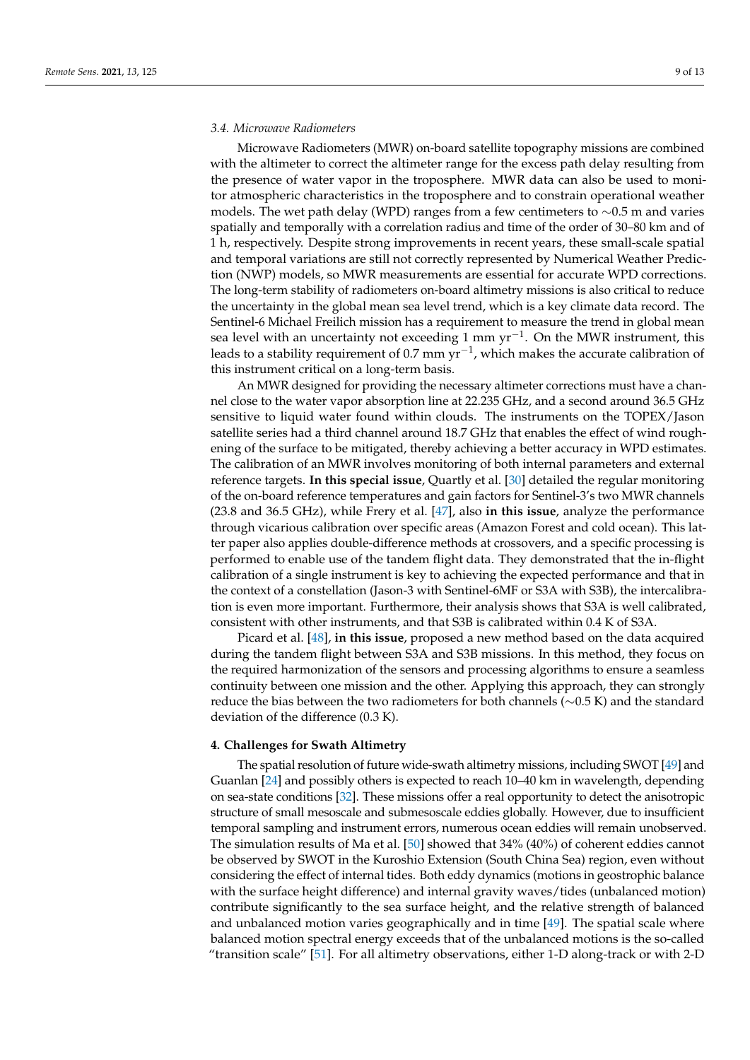### 3.4. Microwave Radiometers

Microwave Radiometers (MWR) on-board satellite topography missions are combined with the altimeter to correct the altimeter range for the excess path delay resulting from the presence of water vapor in the troposphere. MWR data can also be used to monitor atmospheric characteristics in the troposphere and to constrain operational weather models. The wet path delay (WPD) ranges from a few centimeters to ∼0.5 m and varies spatially and temporally with a correlation radius and time of the order of 30–80 km and of 1 h, respectively. Despite strong improvements in recent years, these small-scale spatial and temporal variations are still not correctly represented by Numerical Weather Prediction (NWP) models, so MWR measurements are essential for accurate WPD corrections. The long-term stability of radiometers on-board altimetry missions is also critical to reduce the uncertainty in the global mean sea level trend, which is a key climate data record. The Sentinel-6 Michael Freilich mission has a requirement to measure the trend in global mean sea level with an uncertainty not exceeding 1 mm $yr^{-1}$. On the MWR instrument, this leads to a stability requirement of 0.7 mm $yr^{-1}$, which makes the accurate calibration of this instrument critical on a long-term basis.

An MWR designed for providing the necessary altimeter corrections must have a channel close to the water vapor absorption line at 22.235 GHz, and a second around 36.5 GHz sensitive to liquid water found within clouds. The instruments on the TOPEX/Jason satellite series had a third channel around 18.7 GHz that enables the effect of wind roughening of the surface to be mitigated, thereby achieving a better accuracy in WPD estimates. The calibration of an MWR involves monitoring of both internal parameters and external reference targets. **In this special issue**, Quartly et al. [30] detailed the regular monitoring of the on-board reference temperatures and gain factors for Sentinel-3's two MWR channels (23.8 and 36.5 GHz), while Frery et al. [47], also **in this issue**, analyze the performance through vicarious calibration over specific areas (Amazon Forest and cold ocean). This latter paper also applies double-difference methods at crossovers, and a specific processing is performed to enable use of the tandem flight data. They demonstrated that the in-flight calibration of a single instrument is key to achieving the expected performance and that in the context of a constellation (Jason-3 with Sentinel-6MF or S3A with S3B), the intercalibration is even more important. Furthermore, their analysis shows that S3A is well calibrated, consistent with other instruments, and that S3B is calibrated within 0.4 K of S3A.

Picard et al. [48], **in this issue**, proposed a new method based on the data acquired during the tandem flight between S3A and S3B missions. In this method, they focus on the required harmonization of the sensors and processing algorithms to ensure a seamless continuity between one mission and the other. Applying this approach, they can strongly reduce the bias between the two radiometers for both channels (∼0.5 K) and the standard deviation of the difference (0.3 K).

## 4. Challenges for Swath Altimetry

The spatial resolution of future wide-swath altimetry missions, including SWOT [49] and Guanlan [24] and possibly others is expected to reach 10–40 km in wavelength, depending on sea-state conditions [32]. These missions offer a real opportunity to detect the anisotropic structure of small mesoscale and submesoscale eddies globally. However, due to insufficient temporal sampling and instrument errors, numerous ocean eddies will remain unobserved. The simulation results of Ma et al. [50] showed that 34% (40%) of coherent eddies cannot be observed by SWOT in the Kuroshio Extension (South China Sea) region, even without considering the effect of internal tides. Both eddy dynamics (motions in geostrophic balance with the surface height difference) and internal gravity waves/tides (unbalanced motion) contribute significantly to the sea surface height, and the relative strength of balanced and unbalanced motion varies geographically and in time [49]. The spatial scale where balanced motion spectral energy exceeds that of the unbalanced motions is the so-called "transition scale" [51]. For all altimetry observations, either 1-D along-track or with 2-D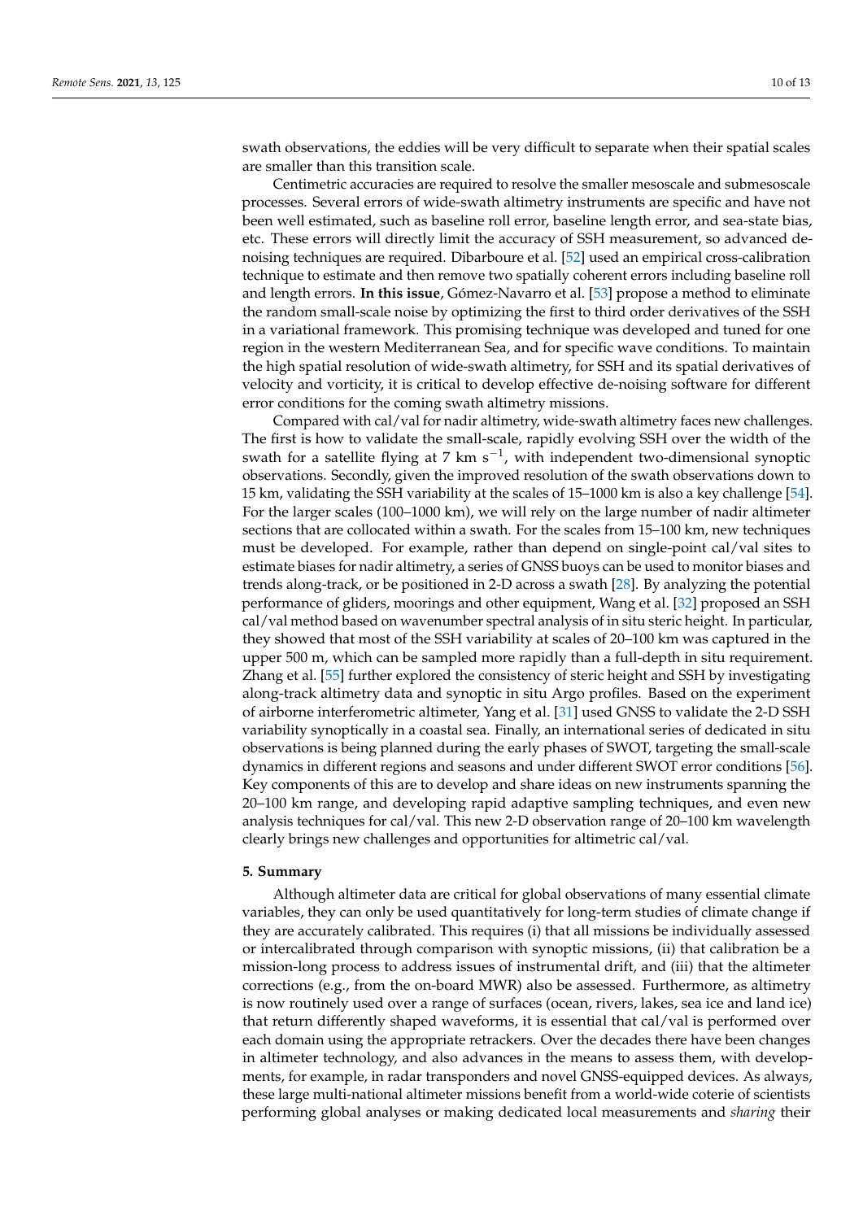swath observations, the eddies will be very difficult to separate when their spatial scales are smaller than this transition scale.

Centimetric accuracies are required to resolve the smaller mesoscale and submesoscale processes. Several errors of wide-swath altimetry instruments are specific and have not been well estimated, such as baseline roll error, baseline length error, and sea-state bias, etc. These errors will directly limit the accuracy of SSH measurement, so advanced de-noising techniques are required. Dibarboure et al. [52] used an empirical cross-calibration technique to estimate and then remove two spatially coherent errors including baseline roll and length errors. **In this issue**, Gómez-Navarro et al. [53] propose a method to eliminate the random small-scale noise by optimizing the first to third order derivatives of the SSH in a variational framework. This promising technique was developed and tuned for one region in the western Mediterranean Sea, and for specific wave conditions. To maintain the high spatial resolution of wide-swath altimetry, for SSH and its spatial derivatives of velocity and vorticity, it is critical to develop effective de-noising software for different error conditions for the coming swath altimetry missions.

Compared with cal/val for nadir altimetry, wide-swath altimetry faces new challenges. The first is how to validate the small-scale, rapidly evolving SSH over the width of the swath for a satellite flying at 7 km $s^{-1}$, with independent two-dimensional synoptic observations. Secondly, given the improved resolution of the swath observations down to 15 km, validating the SSH variability at the scales of 15–1000 km is also a key challenge [54]. For the larger scales (100–1000 km), we will rely on the large number of nadir altimeter sections that are collocated within a swath. For the scales from 15–100 km, new techniques must be developed. For example, rather than depend on single-point cal/val sites to estimate biases for nadir altimetry, a series of GNSS buoys can be used to monitor biases and trends along-track, or be positioned in 2-D across a swath [28]. By analyzing the potential performance of gliders, moorings and other equipment, Wang et al. [32] proposed an SSH cal/val method based on wavenumber spectral analysis of in situ steric height. In particular, they showed that most of the SSH variability at scales of 20–100 km was captured in the upper 500 m, which can be sampled more rapidly than a full-depth in situ requirement. Zhang et al. [55] further explored the consistency of steric height and SSH by investigating along-track altimetry data and synoptic in situ Argo profiles. Based on the experiment of airborne interferometric altimeter, Yang et al. [31] used GNSS to validate the 2-D SSH variability synoptically in a coastal sea. Finally, an international series of dedicated in situ observations is being planned during the early phases of SWOT, targeting the small-scale dynamics in different regions and seasons and under different SWOT error conditions [56]. Key components of this are to develop and share ideas on new instruments spanning the 20–100 km range, and developing rapid adaptive sampling techniques, and even new analysis techniques for cal/val. This new 2-D observation range of 20–100 km wavelength clearly brings new challenges and opportunities for altimetric cal/val.

## 5. Summary

Although altimeter data are critical for global observations of many essential climate variables, they can only be used quantitatively for long-term studies of climate change if they are accurately calibrated. This requires (i) that all missions be individually assessed or intercalibrated through comparison with synoptic missions, (ii) that calibration be a mission-long process to address issues of instrumental drift, and (iii) that the altimeter corrections (e.g., from the on-board MWR) also be assessed. Furthermore, as altimetry is now routinely used over a range of surfaces (ocean, rivers, lakes, sea ice and land ice) that return differently shaped waveforms, it is essential that cal/val is performed over each domain using the appropriate retrackers. Over the decades there have been changes in altimeter technology, and also advances in the means to assess them, with developments, for example, in radar transponders and novel GNSS-equipped devices. As always, these large multi-national altimeter missions benefit from a world-wide coterie of scientists performing global analyses or making dedicated local measurements and *sharing* their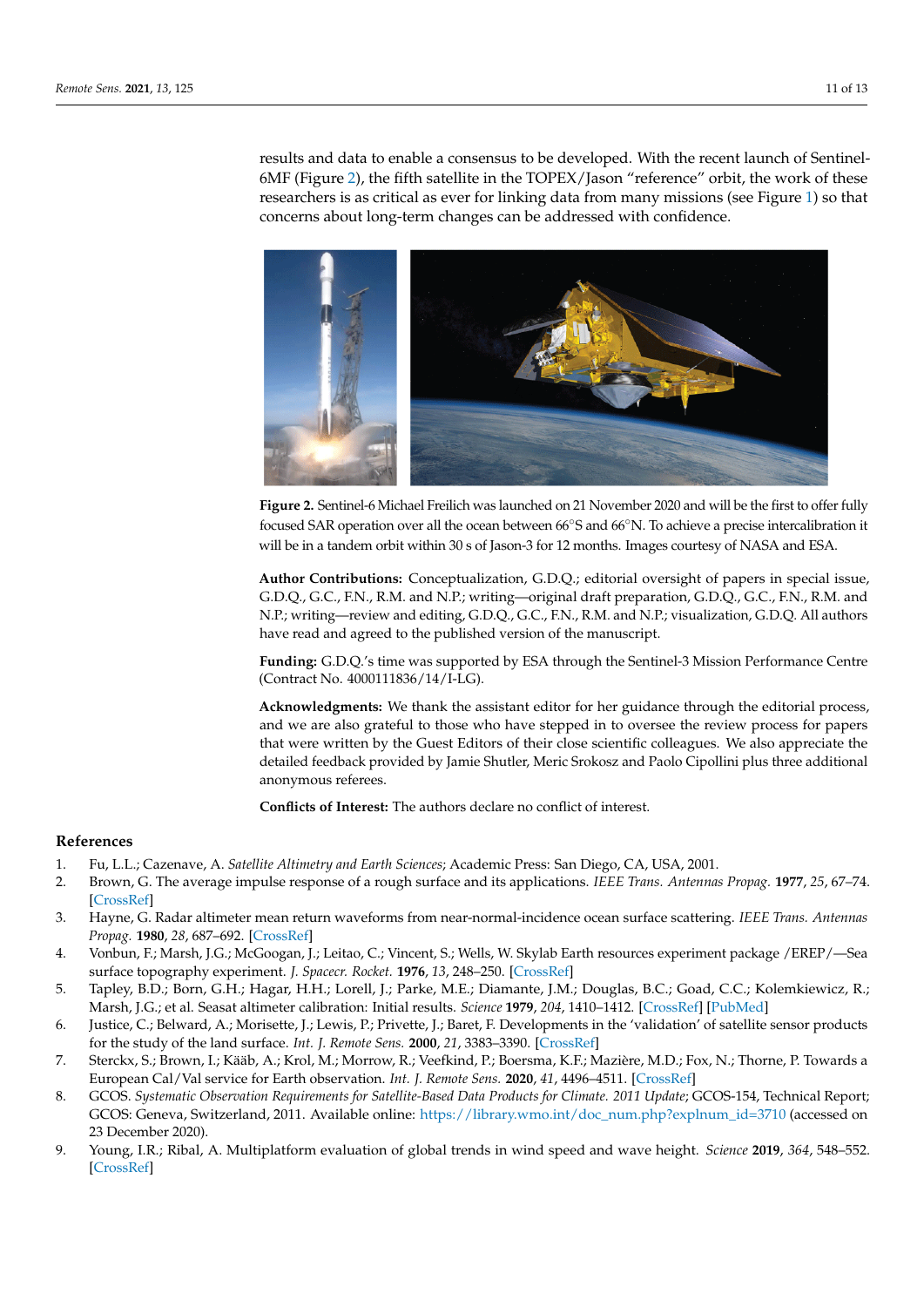results and data to enable a consensus to be developed. With the recent launch of Sentinel-6MF (Figure 2), the fifth satellite in the TOPEX/Jason "reference" orbit, the work of these researchers is as critical as ever for linking data from many missions (see Figure 1) so that concerns about long-term changes can be addressed with confidence.

**Figure 2.** Sentinel-6 Michael Freilich was launched on 21 November 2020 and will be the first to offer fully focused SAR operation over all the ocean between 66°S and 66°N. To achieve a precise intercalibration it will be in a tandem orbit within 30 s of Jason-3 for 12 months. Images courtesy of NASA and ESA.

**Author Contributions:** Conceptualization, G.D.Q.; editorial oversight of papers in special issue, G.D.Q., G.C., F.N., R.M. and N.P.; writing—original draft preparation, G.D.Q., G.C., F.N., R.M. and N.P.; writing—review and editing, G.D.Q., G.C., F.N., R.M. and N.P.; visualization, G.D.Q. All authors have read and agreed to the published version of the manuscript.

**Funding:** G.D.Q.'s time was supported by ESA through the Sentinel-3 Mission Performance Centre (Contract No. 4000111836/14/I-LG).

**Acknowledgments:** We thank the assistant editor for her guidance through the editorial process, and we are also grateful to those who have stepped in to oversee the review process for papers that were written by the Guest Editors of their close scientific colleagues. We also appreciate the detailed feedback provided by Jamie Shutler, Meric Srokosz and Paolo Cipollini plus three additional anonymous referees.

**Conflicts of Interest:** The authors declare no conflict of interest.

## References

1. Fu, L.L.; Cazenave, A. *Satellite Altimetry and Earth Sciences*; Academic Press: San Diego, CA, USA, 2001.
2. Brown, G. The average impulse response of a rough surface and its applications. *IEEE Trans. Antennas Propag.* **1977**, *25*, 67–74. [CrossRef]
3. Hayne, G. Radar altimeter mean return waveforms from near-normal-incidence ocean surface scattering. *IEEE Trans. Antennas Propag.* **1980**, *28*, 687–692. [CrossRef]
4. Vonbun, F.; Marsh, J.G.; McGoogan, J.; Leitao, C.; Vincent, S.; Wells, W. Skylab Earth resources experiment package /EREP/—Sea surface topography experiment. *J. Spacecr. Rocket.* **1976**, *13*, 248–250. [CrossRef]
5. Tapley, B.D.; Born, G.H.; Hagar, H.H.; Lorell, J.; Parke, M.E.; Diamante, J.M.; Douglas, B.C.; Goad, C.C.; Kolemkiewicz, R.; Marsh, J.G.; et al. Seasat altimeter calibration: Initial results. *Science* **1979**, *204*, 1410–1412. [CrossRef] [PubMed]
6. Justice, C.; Belward, A.; Morisette, J.; Lewis, P.; Privette, J.; Baret, F. Developments in the 'validation' of satellite sensor products for the study of the land surface. *Int. J. Remote Sens.* **2000**, *21*, 3383–3390. [CrossRef]
7. Sterckx, S.; Brown, I.; Kääb, A.; Krol, M.; Morrow, R.; Veefkind, P.; Boersma, K.F.; Mazière, M.D.; Fox, N.; Thorne, P. Towards a European Cal/Val service for Earth observation. *Int. J. Remote Sens.* **2020**, *41*, 4496–4511. [CrossRef]
8. GCOS. *Systematic Observation Requirements for Satellite-Based Data Products for Climate. 2011 Update*; GCOS-154, Technical Report; GCOS: Geneva, Switzerland, 2011. Available online: https://library.wmo.int/doc_num.php?explnum_id=3710 (accessed on 23 December 2020).
9. Young, I.R.; Ribal, A. Multiplatform evaluation of global trends in wind speed and wave height. *Science* **2019**, *364*, 548–552. [CrossRef]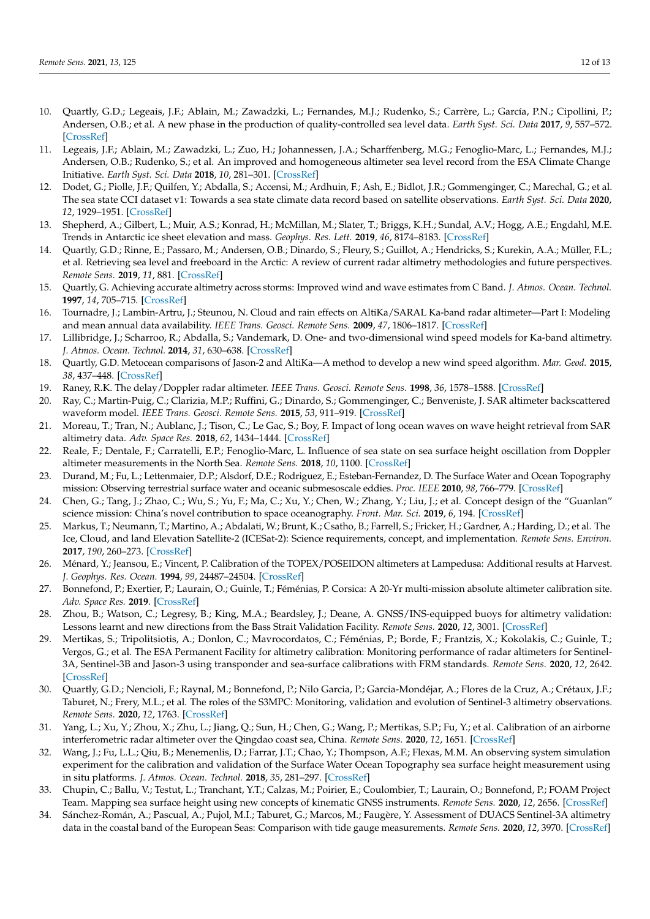10. Quartly, G.D.; Legeais, J.F.; Ablain, M.; Zawadzki, L.; Fernandes, M.J.; Rudenko, S.; Carrère, L.; García, P.N.; Cipollini, P.; Andersen, O.B.; et al. A new phase in the production of quality-controlled sea level data. *Earth Syst. Sci. Data* **2017**, *9*, 557–572. [CrossRef]
11. Legeais, J.F.; Ablain, M.; Zawadzki, L.; Zuo, H.; Johannessen, J.A.; Scharffenberg, M.G.; Fenoglio-Marc, L.; Fernandes, M.J.; Andersen, O.B.; Rudenko, S.; et al. An improved and homogeneous altimeter sea level record from the ESA Climate Change Initiative. *Earth Syst. Sci. Data* **2018**, *10*, 281–301. [CrossRef]
12. Dodet, G.; Piolle, J.F.; Quilfen, Y.; Abdalla, S.; Accensi, M.; Ardhuin, F.; Ash, E.; Bidlot, J.R.; Gommenginger, C.; Marechal, G.; et al. The sea state CCI dataset v1: Towards a sea state climate data record based on satellite observations. *Earth Syst. Sci. Data* **2020**, *12*, 1929–1951. [CrossRef]
13. Shepherd, A.; Gilbert, L.; Muir, A.S.; Konrad, H.; McMillan, M.; Slater, T.; Briggs, K.H.; Sundal, A.V.; Hogg, A.E.; Engdahl, M.E. Trends in Antarctic ice sheet elevation and mass. *Geophys. Res. Lett.* **2019**, *46*, 8174–8183. [CrossRef]
14. Quartly, G.D.; Rinne, E.; Passaro, M.; Andersen, O.B.; Dinardo, S.; Fleury, S.; Guillot, A.; Hendricks, S.; Kurekin, A.A.; Müller, F.L.; et al. Retrieving sea level and freeboard in the Arctic: A review of current radar altimetry methodologies and future perspectives. *Remote Sens.* **2019**, *11*, 881. [CrossRef]
15. Quartly, G. Achieving accurate altimetry across storms: Improved wind and wave estimates from C Band. *J. Atmos. Ocean. Technol.* **1997**, *14*, 705–715. [CrossRef]
16. Tournadre, J.; Lambin-Artru, J.; Steunou, N. Cloud and rain effects on AltiKa/SARAL Ka-band radar altimeter—Part I: Modeling and mean annual data availability. *IEEE Trans. Geosci. Remote Sens.* **2009**, *47*, 1806–1817. [CrossRef]
17. Lillibridge, J.; Scharroo, R.; Abdalla, S.; Vandemark, D. One- and two-dimensional wind speed models for Ka-band altimetry. *J. Atmos. Ocean. Technol.* **2014**, *31*, 630–638. [CrossRef]
18. Quartly, G.D. Metocean comparisons of Jason-2 and AltiKa—A method to develop a new wind speed algorithm. *Mar. Geod.* **2015**, *38*, 437–448. [CrossRef]
19. Raney, R.K. The delay/Doppler radar altimeter. *IEEE Trans. Geosci. Remote Sens.* **1998**, *36*, 1578–1588. [CrossRef]
20. Ray, C.; Martin-Puig, C.; Clarizia, M.P.; Ruffini, G.; Dinardo, S.; Gommenginger, C.; Benveniste, J. SAR altimeter backscattered waveform model. *IEEE Trans. Geosci. Remote Sens.* **2015**, *53*, 911–919. [CrossRef]
21. Moreau, T.; Tran, N.; Aublanc, J.; Tison, C.; Le Gac, S.; Boy, F. Impact of long ocean waves on wave height retrieval from SAR altimetry data. *Adv. Space Res.* **2018**, *62*, 1434–1444. [CrossRef]
22. Reale, F.; Dentale, F.; Carratelli, E.P.; Fenoglio-Marc, L. Influence of sea state on sea surface height oscillation from Doppler altimeter measurements in the North Sea. *Remote Sens.* **2018**, *10*, 1100. [CrossRef]
23. Durand, M.; Fu, L.; Lettenmaier, D.P.; Alsdorf, D.E.; Rodriguez, E.; Esteban-Fernandez, D. The Surface Water and Ocean Topography mission: Observing terrestrial surface water and oceanic submesoscale eddies. *Proc. IEEE* **2010**, *98*, 766–779. [CrossRef]
24. Chen, G.; Tang, J.; Zhao, C.; Wu, S.; Yu, F.; Ma, C.; Xu, Y.; Chen, W.; Zhang, Y.; Liu, J.; et al. Concept design of the "Guanlan" science mission: China's novel contribution to space oceanography. *Front. Mar. Sci.* **2019**, *6*, 194. [CrossRef]
25. Markus, T.; Neumann, T.; Martino, A.; Abdalati, W.; Brunt, K.; Csatho, B.; Farrell, S.; Fricker, H.; Gardner, A.; Harding, D.; et al. The Ice, Cloud, and land Elevation Satellite-2 (ICESat-2): Science requirements, concept, and implementation. *Remote Sens. Environ.* **2017**, *190*, 260–273. [CrossRef]
26. Ménard, Y.; Jeansou, E.; Vincent, P. Calibration of the TOPEX/POSEIDON altimeters at Lampedusa: Additional results at Harvest. *J. Geophys. Res. Ocean.* **1994**, *99*, 24487–24504. [CrossRef]
27. Bonnefond, P.; Exertier, P.; Laurain, O.; Guinle, T.; Féménias, P. Corsica: A 20-Yr multi-mission absolute altimeter calibration site. *Adv. Space Res.* **2019**. [CrossRef]
28. Zhou, B.; Watson, C.; Legresy, B.; King, M.A.; Beardsley, J.; Deane, A. GNSS/INS-equipped buoys for altimetry validation: Lessons learnt and new directions from the Bass Strait Validation Facility. *Remote Sens.* **2020**, *12*, 3001. [CrossRef]
29. Mertikas, S.; Tripolitsiotis, A.; Donlon, C.; Mavrocordatos, C.; Féménias, P.; Borde, F.; Frantzis, X.; Kokolakis, C.; Guinle, T.; Vergos, G.; et al. The ESA Permanent Facility for altimetry calibration: Monitoring performance of radar altimeters for Sentinel-3A, Sentinel-3B and Jason-3 using transponder and sea-surface calibrations with FRM standards. *Remote Sens.* **2020**, *12*, 2642. [CrossRef]
30. Quartly, G.D.; Nencioli, F.; Raynal, M.; Bonnefond, P.; Nilo Garcia, P.; Garcia-Mondéjar, A.; Flores de la Cruz, A.; Crétaux, J.F.; Taburet, N.; Frery, M.L.; et al. The roles of the S3MPC: Monitoring, validation and evolution of Sentinel-3 altimetry observations. *Remote Sens.* **2020**, *12*, 1763. [CrossRef]
31. Yang, L.; Xu, Y.; Zhou, X.; Zhu, L.; Jiang, Q.; Sun, H.; Chen, G.; Wang, P.; Mertikas, S.P.; Fu, Y.; et al. Calibration of an airborne interferometric radar altimeter over the Qingdao coast sea, China. *Remote Sens.* **2020**, *12*, 1651. [CrossRef]
32. Wang, J.; Fu, L.L.; Qiu, B.; Menemenlis, D.; Farrar, J.T.; Chao, Y.; Thompson, A.F.; Flexas, M.M. An observing system simulation experiment for the calibration and validation of the Surface Water Ocean Topography sea surface height measurement using in situ platforms. *J. Atmos. Ocean. Technol.* **2018**, *35*, 281–297. [CrossRef]
33. Chupin, C.; Ballu, V.; Testut, L.; Tranchant, Y.T.; Calzas, M.; Poirier, E.; Coulombier, T.; Laurain, O.; Bonnefond, P.; FOAM Project Team. Mapping sea surface height using new concepts of kinematic GNSS instruments. *Remote Sens.* **2020**, *12*, 2656. [CrossRef]
34. Sánchez-Román, A.; Pascual, A.; Pujol, M.I.; Taburet, G.; Marcos, M.; Faugère, Y. Assessment of DUACS Sentinel-3A altimetry data in the coastal band of the European Seas: Comparison with tide gauge measurements. *Remote Sens.* **2020**, *12*, 3970. [CrossRef]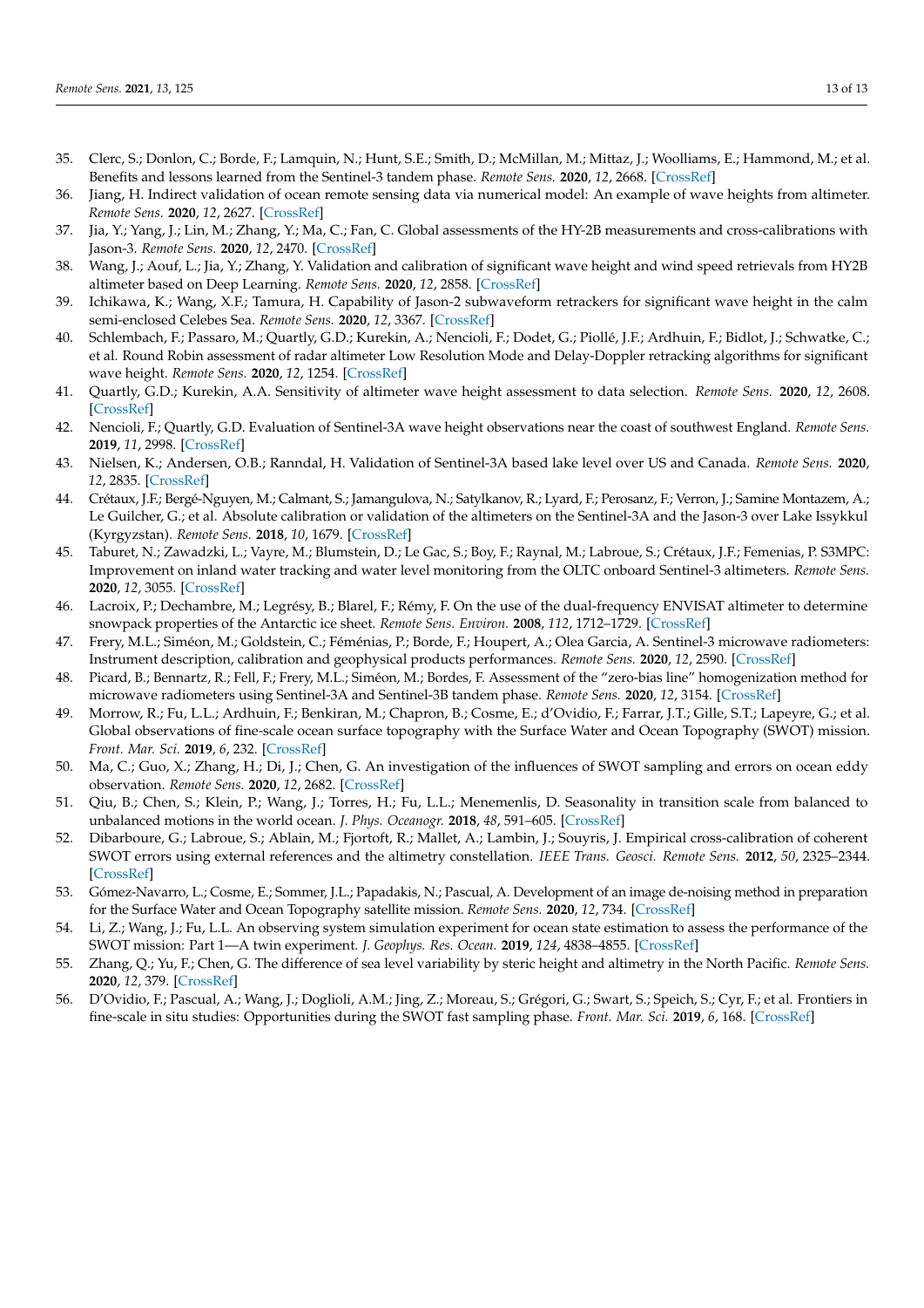35. Clerc, S.; Donlon, C.; Borde, F.; Lamquin, N.; Hunt, S.E.; Smith, D.; McMillan, M.; Mittaz, J.; Woolliams, E.; Hammond, M.; et al. Benefits and lessons learned from the Sentinel-3 tandem phase. *Remote Sens.* **2020**, *12*, 2668. [CrossRef]
36. Jiang, H. Indirect validation of ocean remote sensing data via numerical model: An example of wave heights from altimeter. *Remote Sens.* **2020**, *12*, 2627. [CrossRef]
37. Jia, Y.; Yang, J.; Lin, M.; Zhang, Y.; Ma, C.; Fan, C. Global assessments of the HY-2B measurements and cross-calibrations with Jason-3. *Remote Sens.* **2020**, *12*, 2470. [CrossRef]
38. Wang, J.; Aouf, L.; Jia, Y.; Zhang, Y. Validation and calibration of significant wave height and wind speed retrievals from HY2B altimeter based on Deep Learning. *Remote Sens.* **2020**, *12*, 2858. [CrossRef]
39. Ichikawa, K.; Wang, X.F.; Tamura, H. Capability of Jason-2 subwaveform retrackers for significant wave height in the calm semi-enclosed Celebes Sea. *Remote Sens.* **2020**, *12*, 3367. [CrossRef]
40. Schlembach, F.; Passaro, M.; Quartly, G.D.; Kurekin, A.; Nencioli, F.; Dodet, G.; Piollé, J.F.; Ardhuin, F.; Bidlot, J.; Schwatke, C.; et al. Round Robin assessment of radar altimeter Low Resolution Mode and Delay-Doppler retracking algorithms for significant wave height. *Remote Sens.* **2020**, *12*, 1254. [CrossRef]
41. Quartly, G.D.; Kurekin, A.A. Sensitivity of altimeter wave height assessment to data selection. *Remote Sens.* **2020**, *12*, 2608. [CrossRef]
42. Nencioli, F.; Quartly, G.D. Evaluation of Sentinel-3A wave height observations near the coast of southwest England. *Remote Sens.* **2019**, *11*, 2998. [CrossRef]
43. Nielsen, K.; Andersen, O.B.; Ranndal, H. Validation of Sentinel-3A based lake level over US and Canada. *Remote Sens.* **2020**, *12*, 2835. [CrossRef]
44. Crétaux, J.F.; Bergé-Nguyen, M.; Calmant, S.; Jamangulova, N.; Satylkanov, R.; Lyard, F.; Perosanz, F.; Verron, J.; Samine Montazem, A.; Le Guilcher, G.; et al. Absolute calibration or validation of the altimeters on the Sentinel-3A and the Jason-3 over Lake Issykkul (Kyrgyzstan). *Remote Sens.* **2018**, *10*, 1679. [CrossRef]
45. Taburet, N.; Zawadzki, L.; Vayre, M.; Blumstein, D.; Le Gac, S.; Boy, F.; Raynal, M.; Labroue, S.; Crétaux, J.F.; Femenias, P. S3MPC: Improvement on inland water tracking and water level monitoring from the OLTC onboard Sentinel-3 altimeters. *Remote Sens.* **2020**, *12*, 3055. [CrossRef]
46. Lacroix, P.; Dechambre, M.; Legrésy, B.; Blarel, F.; Rémy, F. On the use of the dual-frequency ENVISAT altimeter to determine snowpack properties of the Antarctic ice sheet. *Remote Sens. Environ.* **2008**, *112*, 1712–1729. [CrossRef]
47. Frery, M.L.; Siméon, M.; Goldstein, C.; Féménias, P.; Borde, F.; Houpert, A.; Olea Garcia, A. Sentinel-3 microwave radiometers: Instrument description, calibration and geophysical products performances. *Remote Sens.* **2020**, *12*, 2590. [CrossRef]
48. Picard, B.; Bennartz, R.; Fell, F.; Frery, M.L.; Siméon, M.; Bordes, F. Assessment of the "zero-bias line" homogenization method for microwave radiometers using Sentinel-3A and Sentinel-3B tandem phase. *Remote Sens.* **2020**, *12*, 3154. [CrossRef]
49. Morrow, R.; Fu, L.L.; Ardhuin, F.; Benkiran, M.; Chapron, B.; Cosme, E.; d'Ovidio, F.; Farrar, J.T.; Gille, S.T.; Lapeyre, G.; et al. Global observations of fine-scale ocean surface topography with the Surface Water and Ocean Topography (SWOT) mission. *Front. Mar. Sci.* **2019**, *6*, 232. [CrossRef]
50. Ma, C.; Guo, X.; Zhang, H.; Di, J.; Chen, G. An investigation of the influences of SWOT sampling and errors on ocean eddy observation. *Remote Sens.* **2020**, *12*, 2682. [CrossRef]
51. Qiu, B.; Chen, S.; Klein, P.; Wang, J.; Torres, H.; Fu, L.L.; Menemenlis, D. Seasonality in transition scale from balanced to unbalanced motions in the world ocean. *J. Phys. Oceanogr.* **2018**, *48*, 591–605. [CrossRef]
52. Dibarboure, G.; Labroue, S.; Ablain, M.; Fjortoft, R.; Mallet, A.; Lambin, J.; Souyris, J. Empirical cross-calibration of coherent SWOT errors using external references and the altimetry constellation. *IEEE Trans. Geosci. Remote Sens.* **2012**, *50*, 2325–2344. [CrossRef]
53. Gómez-Navarro, L.; Cosme, E.; Sommer, J.L.; Papadakis, N.; Pascual, A. Development of an image de-noising method in preparation for the Surface Water and Ocean Topography satellite mission. *Remote Sens.* **2020**, *12*, 734. [CrossRef]
54. Li, Z.; Wang, J.; Fu, L.L. An observing system simulation experiment for ocean state estimation to assess the performance of the SWOT mission: Part 1—A twin experiment. *J. Geophys. Res. Ocean.* **2019**, *124*, 4838–4855. [CrossRef]
55. Zhang, Q.; Yu, F.; Chen, G. The difference of sea level variability by steric height and altimetry in the North Pacific. *Remote Sens.* **2020**, *12*, 379. [CrossRef]
56. D'Ovidio, F.; Pascual, A.; Wang, J.; Doglioli, A.M.; Jing, Z.; Moreau, S.; Grégori, G.; Swart, S.; Speich, S.; Cyr, F.; et al. Frontiers in fine-scale in situ studies: Opportunities during the SWOT fast sampling phase. *Front. Mar. Sci.* **2019**, *6*, 168. [CrossRef]